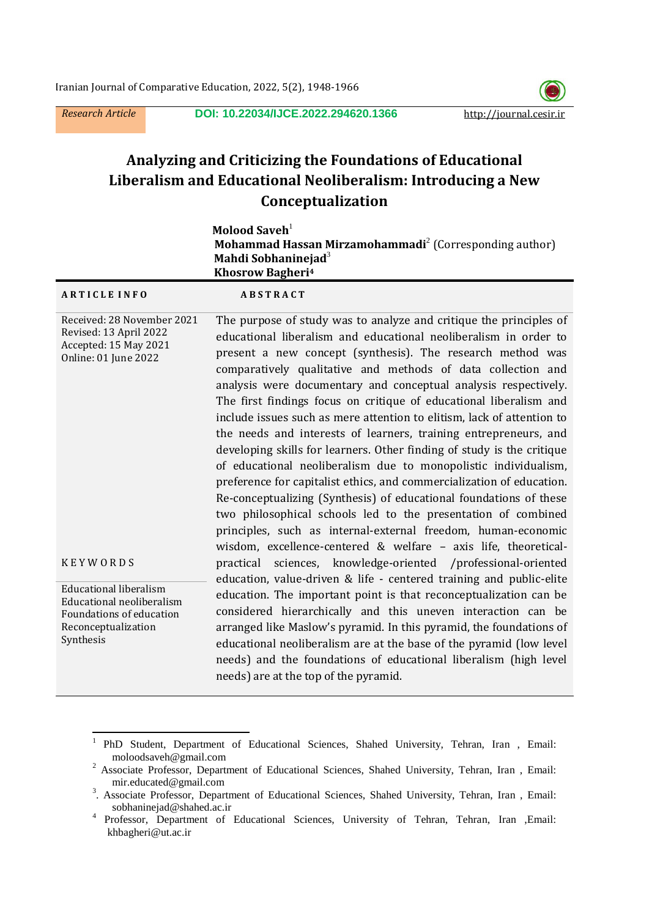Research Article

DOI: 10.22034/IJCE.2022.294620.1366

http://journal.cesir.ir

# Analyzing and Criticizing the Foundations of Educational Liberalism and Educational Neoliberalism: Introducing a New Conceptualization

**Molood Saveh**[1]
**Mohammad Hassan Mirzamohammadi**[2] (Corresponding author)
**Mahdi Sobhaninejad**[3]
**Khosrow Bagheri**[4]

**ARTICLE INFO**

Received: 28 November 2021
Revised: 13 April 2022
Accepted: 15 May 2021
Online: 01 June 2022

**KEYWORDS**

Educational liberalism
Educational neoliberalism
Foundations of education
Reconceptualization
Synthesis

**ABSTRACT**

The purpose of study was to analyze and critique the principles of educational liberalism and educational neoliberalism in order to present a new concept (synthesis). The research method was comparatively qualitative and methods of data collection and analysis were documentary and conceptual analysis respectively. The first findings focus on critique of educational liberalism and include issues such as mere attention to elitism, lack of attention to the needs and interests of learners, training entrepreneurs, and developing skills for learners. Other finding of study is the critique of educational neoliberalism due to monopolistic individualism, preference for capitalist ethics, and commercialization of education. Re-conceptualizing (Synthesis) of educational foundations of these two philosophical schools led to the presentation of combined principles, such as internal-external freedom, human-economic wisdom, excellence-centered & welfare – axis life, theoretical-practical sciences, knowledge-oriented /professional-oriented education, value-driven & life - centered training and public-elite education. The important point is that reconceptualization can be considered hierarchically and this uneven interaction can be arranged like Maslow's pyramid. In this pyramid, the foundations of educational neoliberalism are at the base of the pyramid (low level needs) and the foundations of educational liberalism (high level needs) are at the top of the pyramid.

---

[1] PhD Student, Department of Educational Sciences, Shahed University, Tehran, Iran , Email: moloodsaveh@gmail.com

[2] Associate Professor, Department of Educational Sciences, Shahed University, Tehran, Iran , Email: mir.educated@gmail.com

[3]. Associate Professor, Department of Educational Sciences, Shahed University, Tehran, Iran , Email: sobhaninejad@shahed.ac.ir

[4] Professor, Department of Educational Sciences, University of Tehran, Tehran, Iran ,Email: khbagheri@ut.ac.ir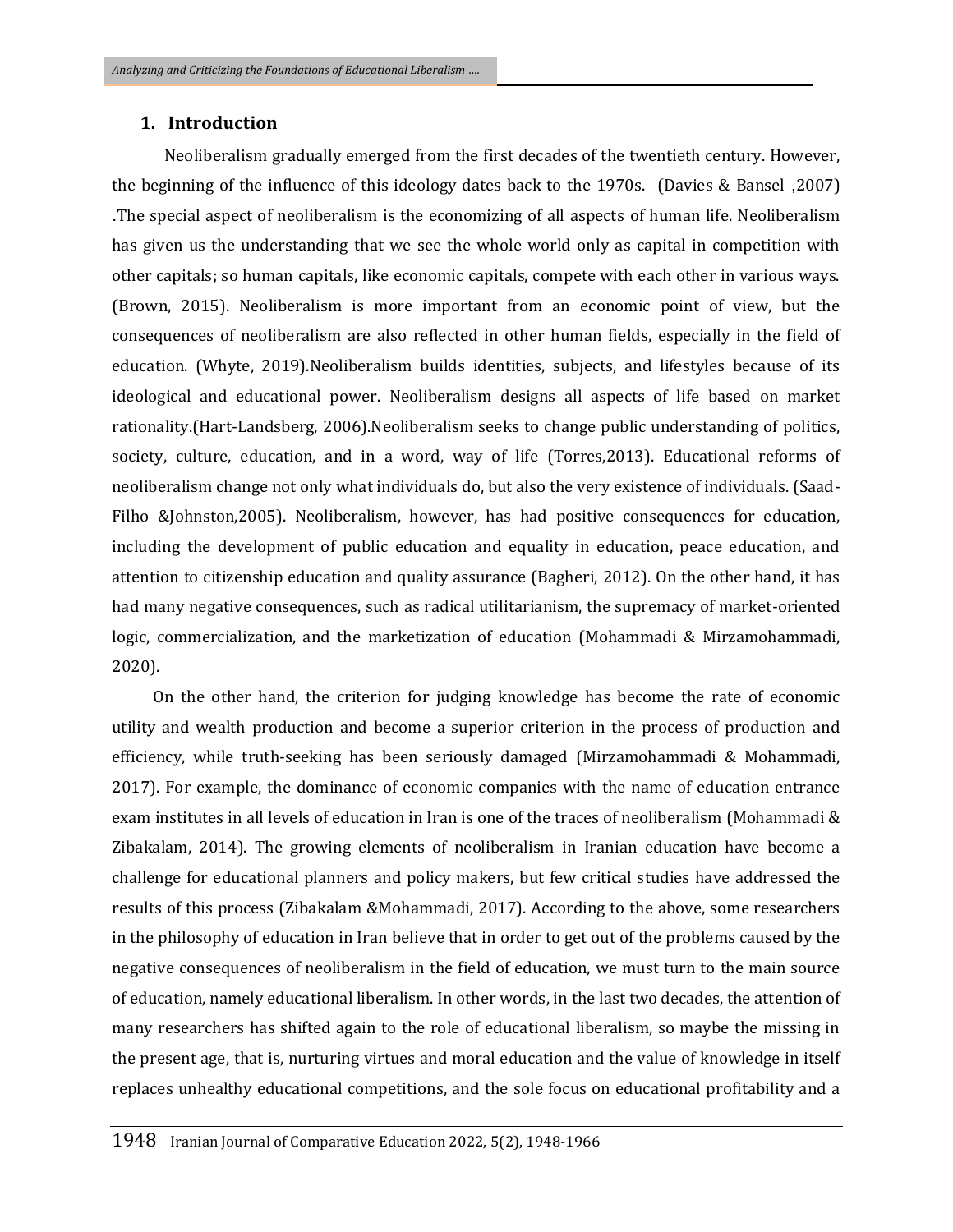## 1. Introduction

Neoliberalism gradually emerged from the first decades of the twentieth century. However, the beginning of the influence of this ideology dates back to the 1970s. (Davies & Bansel ,2007) .The special aspect of neoliberalism is the economizing of all aspects of human life. Neoliberalism has given us the understanding that we see the whole world only as capital in competition with other capitals; so human capitals, like economic capitals, compete with each other in various ways. (Brown, 2015). Neoliberalism is more important from an economic point of view, but the consequences of neoliberalism are also reflected in other human fields, especially in the field of education. (Whyte, 2019).Neoliberalism builds identities, subjects, and lifestyles because of its ideological and educational power. Neoliberalism designs all aspects of life based on market rationality.(Hart-Landsberg, 2006).Neoliberalism seeks to change public understanding of politics, society, culture, education, and in a word, way of life (Torres,2013). Educational reforms of neoliberalism change not only what individuals do, but also the very existence of individuals. (Saad-Filho &Johnston,2005). Neoliberalism, however, has had positive consequences for education, including the development of public education and equality in education, peace education, and attention to citizenship education and quality assurance (Bagheri, 2012). On the other hand, it has had many negative consequences, such as radical utilitarianism, the supremacy of market-oriented logic, commercialization, and the marketization of education (Mohammadi & Mirzamohammadi, 2020).

On the other hand, the criterion for judging knowledge has become the rate of economic utility and wealth production and become a superior criterion in the process of production and efficiency, while truth-seeking has been seriously damaged (Mirzamohammadi & Mohammadi, 2017). For example, the dominance of economic companies with the name of education entrance exam institutes in all levels of education in Iran is one of the traces of neoliberalism (Mohammadi & Zibakalam, 2014). The growing elements of neoliberalism in Iranian education have become a challenge for educational planners and policy makers, but few critical studies have addressed the results of this process (Zibakalam &Mohammadi, 2017). According to the above, some researchers in the philosophy of education in Iran believe that in order to get out of the problems caused by the negative consequences of neoliberalism in the field of education, we must turn to the main source of education, namely educational liberalism. In other words, in the last two decades, the attention of many researchers has shifted again to the role of educational liberalism, so maybe the missing in the present age, that is, nurturing virtues and moral education and the value of knowledge in itself replaces unhealthy educational competitions, and the sole focus on educational profitability and a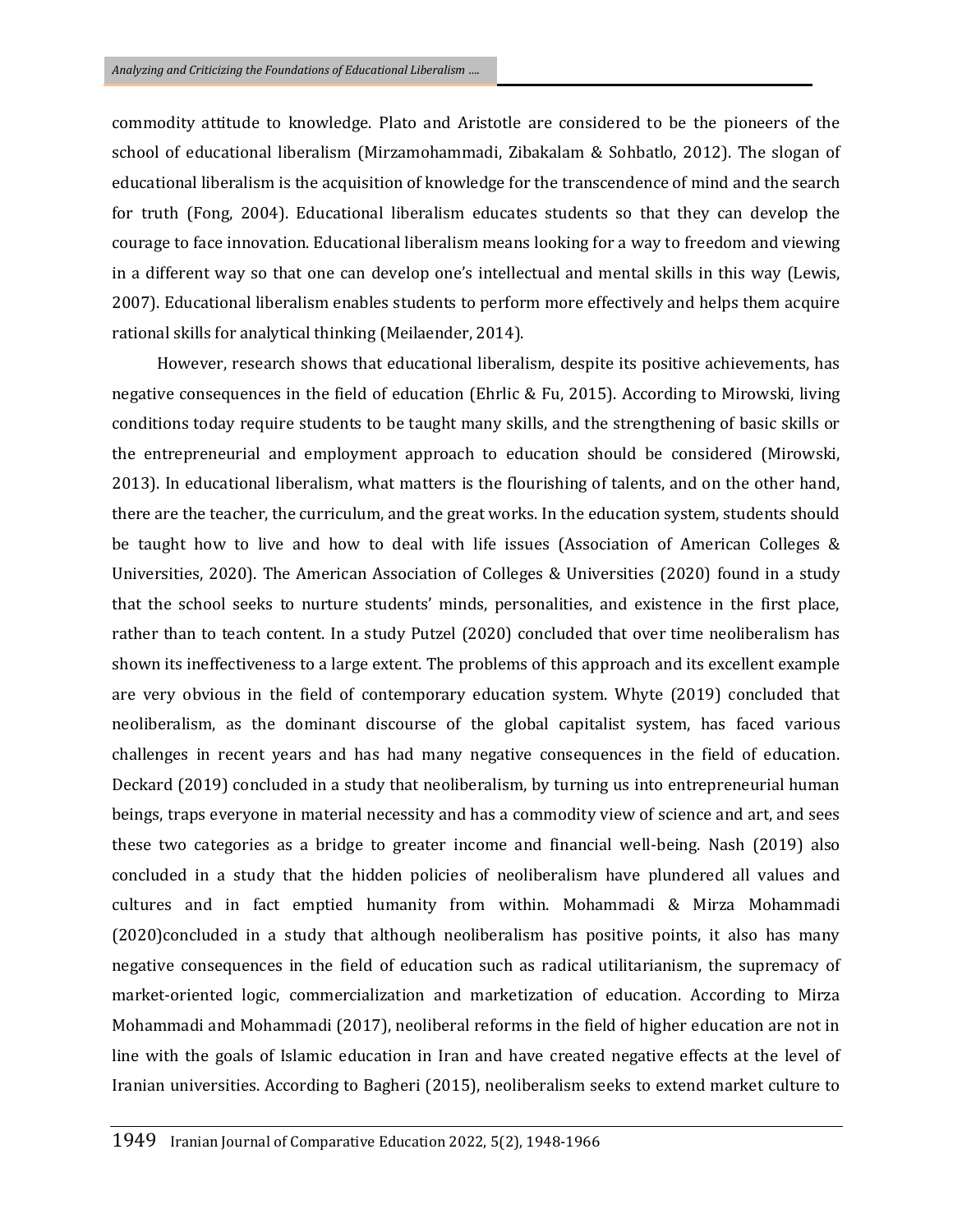commodity attitude to knowledge. Plato and Aristotle are considered to be the pioneers of the school of educational liberalism (Mirzamohammadi, Zibakalam & Sohbatlo, 2012). The slogan of educational liberalism is the acquisition of knowledge for the transcendence of mind and the search for truth (Fong, 2004). Educational liberalism educates students so that they can develop the courage to face innovation. Educational liberalism means looking for a way to freedom and viewing in a different way so that one can develop one's intellectual and mental skills in this way (Lewis, 2007). Educational liberalism enables students to perform more effectively and helps them acquire rational skills for analytical thinking (Meilaender, 2014).

However, research shows that educational liberalism, despite its positive achievements, has negative consequences in the field of education (Ehrlic & Fu, 2015). According to Mirowski, living conditions today require students to be taught many skills, and the strengthening of basic skills or the entrepreneurial and employment approach to education should be considered (Mirowski, 2013). In educational liberalism, what matters is the flourishing of talents, and on the other hand, there are the teacher, the curriculum, and the great works. In the education system, students should be taught how to live and how to deal with life issues (Association of American Colleges & Universities, 2020). The American Association of Colleges & Universities (2020) found in a study that the school seeks to nurture students' minds, personalities, and existence in the first place, rather than to teach content. In a study Putzel (2020) concluded that over time neoliberalism has shown its ineffectiveness to a large extent. The problems of this approach and its excellent example are very obvious in the field of contemporary education system. Whyte (2019) concluded that neoliberalism, as the dominant discourse of the global capitalist system, has faced various challenges in recent years and has had many negative consequences in the field of education. Deckard (2019) concluded in a study that neoliberalism, by turning us into entrepreneurial human beings, traps everyone in material necessity and has a commodity view of science and art, and sees these two categories as a bridge to greater income and financial well-being. Nash (2019) also concluded in a study that the hidden policies of neoliberalism have plundered all values and cultures and in fact emptied humanity from within. Mohammadi & Mirza Mohammadi (2020)concluded in a study that although neoliberalism has positive points, it also has many negative consequences in the field of education such as radical utilitarianism, the supremacy of market-oriented logic, commercialization and marketization of education. According to Mirza Mohammadi and Mohammadi (2017), neoliberal reforms in the field of higher education are not in line with the goals of Islamic education in Iran and have created negative effects at the level of Iranian universities. According to Bagheri (2015), neoliberalism seeks to extend market culture to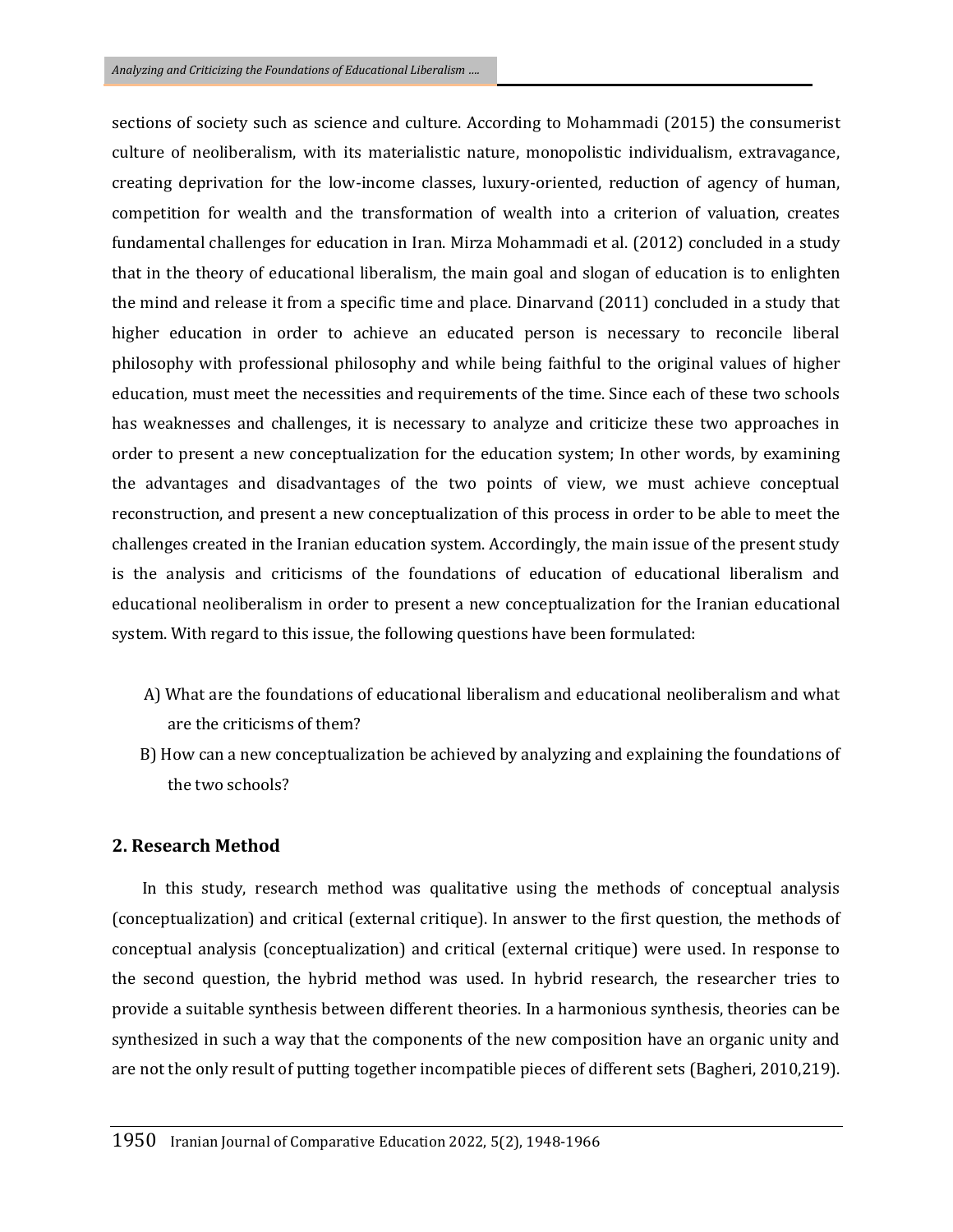sections of society such as science and culture. According to Mohammadi (2015) the consumerist culture of neoliberalism, with its materialistic nature, monopolistic individualism, extravagance, creating deprivation for the low-income classes, luxury-oriented, reduction of agency of human, competition for wealth and the transformation of wealth into a criterion of valuation, creates fundamental challenges for education in Iran. Mirza Mohammadi et al. (2012) concluded in a study that in the theory of educational liberalism, the main goal and slogan of education is to enlighten the mind and release it from a specific time and place. Dinarvand (2011) concluded in a study that higher education in order to achieve an educated person is necessary to reconcile liberal philosophy with professional philosophy and while being faithful to the original values of higher education, must meet the necessities and requirements of the time. Since each of these two schools has weaknesses and challenges, it is necessary to analyze and criticize these two approaches in order to present a new conceptualization for the education system; In other words, by examining the advantages and disadvantages of the two points of view, we must achieve conceptual reconstruction, and present a new conceptualization of this process in order to be able to meet the challenges created in the Iranian education system. Accordingly, the main issue of the present study is the analysis and criticisms of the foundations of education of educational liberalism and educational neoliberalism in order to present a new conceptualization for the Iranian educational system. With regard to this issue, the following questions have been formulated:

A) What are the foundations of educational liberalism and educational neoliberalism and what are the criticisms of them?

B) How can a new conceptualization be achieved by analyzing and explaining the foundations of the two schools?

## 2. Research Method

In this study, research method was qualitative using the methods of conceptual analysis (conceptualization) and critical (external critique). In answer to the first question, the methods of conceptual analysis (conceptualization) and critical (external critique) were used. In response to the second question, the hybrid method was used. In hybrid research, the researcher tries to provide a suitable synthesis between different theories. In a harmonious synthesis, theories can be synthesized in such a way that the components of the new composition have an organic unity and are not the only result of putting together incompatible pieces of different sets (Bagheri, 2010,219).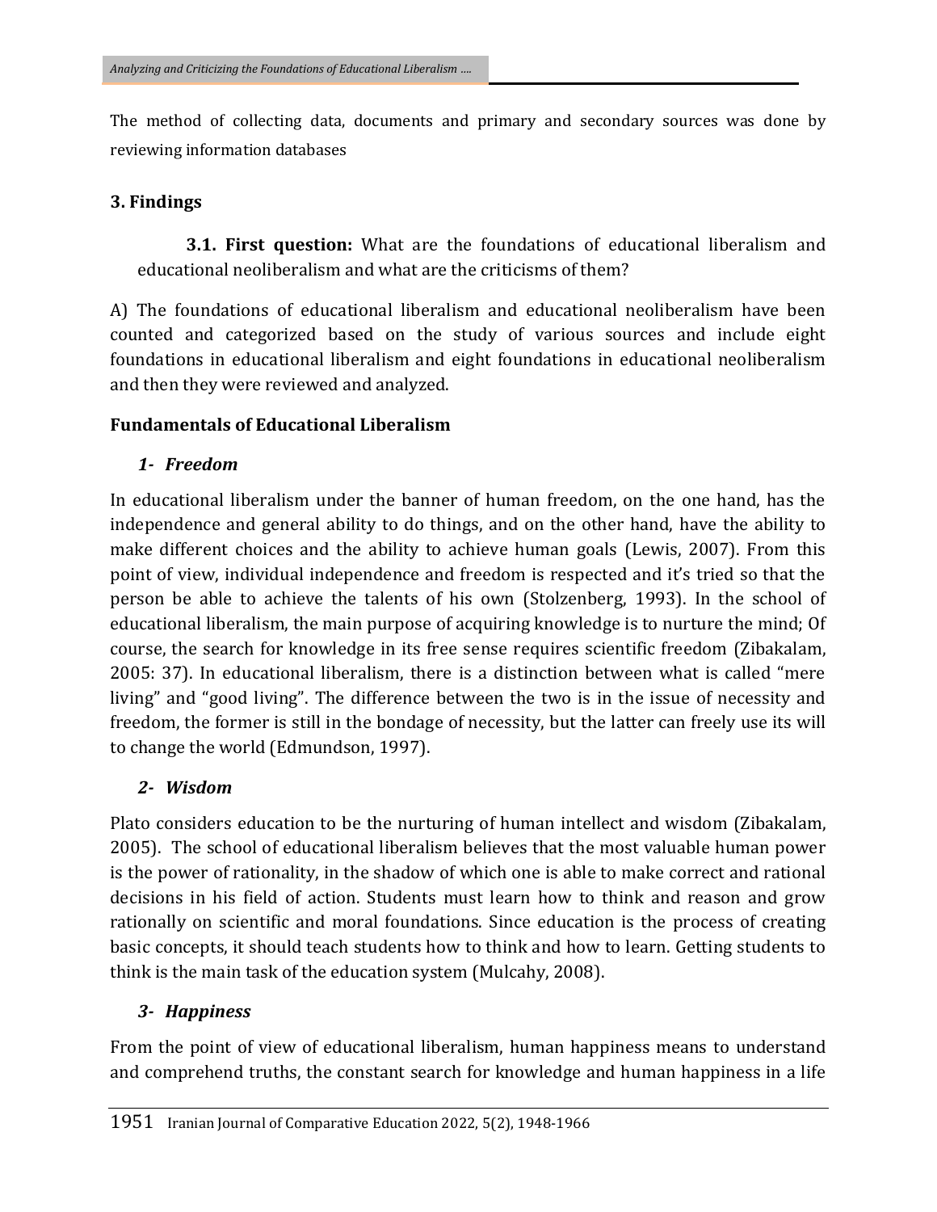The method of collecting data, documents and primary and secondary sources was done by reviewing information databases

## 3. Findings

**3.1. First question:** What are the foundations of educational liberalism and educational neoliberalism and what are the criticisms of them?

A) The foundations of educational liberalism and educational neoliberalism have been counted and categorized based on the study of various sources and include eight foundations in educational liberalism and eight foundations in educational neoliberalism and then they were reviewed and analyzed.

### Fundamentals of Educational Liberalism

#### *1- Freedom*

In educational liberalism under the banner of human freedom, on the one hand, has the independence and general ability to do things, and on the other hand, have the ability to make different choices and the ability to achieve human goals (Lewis, 2007). From this point of view, individual independence and freedom is respected and it's tried so that the person be able to achieve the talents of his own (Stolzenberg, 1993). In the school of educational liberalism, the main purpose of acquiring knowledge is to nurture the mind; Of course, the search for knowledge in its free sense requires scientific freedom (Zibakalam, 2005: 37). In educational liberalism, there is a distinction between what is called "mere living" and "good living". The difference between the two is in the issue of necessity and freedom, the former is still in the bondage of necessity, but the latter can freely use its will to change the world (Edmundson, 1997).

#### *2- Wisdom*

Plato considers education to be the nurturing of human intellect and wisdom (Zibakalam, 2005). The school of educational liberalism believes that the most valuable human power is the power of rationality, in the shadow of which one is able to make correct and rational decisions in his field of action. Students must learn how to think and reason and grow rationally on scientific and moral foundations. Since education is the process of creating basic concepts, it should teach students how to think and how to learn. Getting students to think is the main task of the education system (Mulcahy, 2008).

#### *3- Happiness*

From the point of view of educational liberalism, human happiness means to understand and comprehend truths, the constant search for knowledge and human happiness in a life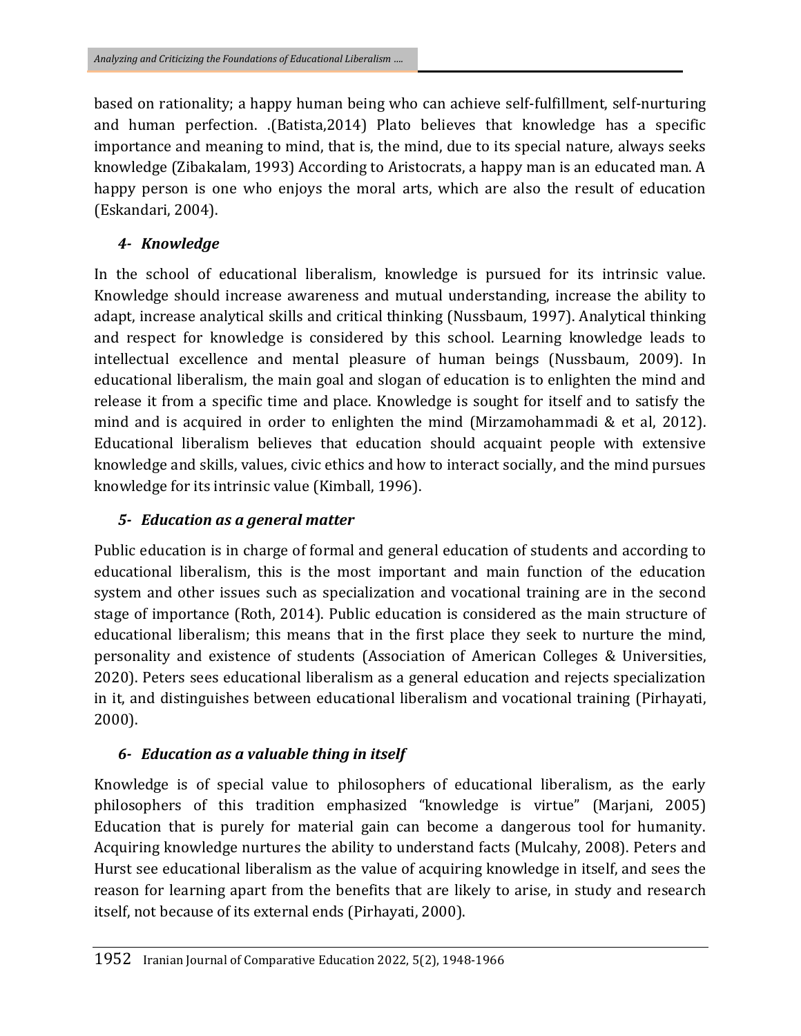based on rationality; a happy human being who can achieve self-fulfillment, self-nurturing and human perfection. .(Batista,2014) Plato believes that knowledge has a specific importance and meaning to mind, that is, the mind, due to its special nature, always seeks knowledge (Zibakalam, 1993) According to Aristocrats, a happy man is an educated man. A happy person is one who enjoys the moral arts, which are also the result of education (Eskandari, 2004).

### *4- Knowledge*

In the school of educational liberalism, knowledge is pursued for its intrinsic value. Knowledge should increase awareness and mutual understanding, increase the ability to adapt, increase analytical skills and critical thinking (Nussbaum, 1997). Analytical thinking and respect for knowledge is considered by this school. Learning knowledge leads to intellectual excellence and mental pleasure of human beings (Nussbaum, 2009). In educational liberalism, the main goal and slogan of education is to enlighten the mind and release it from a specific time and place. Knowledge is sought for itself and to satisfy the mind and is acquired in order to enlighten the mind (Mirzamohammadi & et al, 2012). Educational liberalism believes that education should acquaint people with extensive knowledge and skills, values, civic ethics and how to interact socially, and the mind pursues knowledge for its intrinsic value (Kimball, 1996).

### *5- Education as a general matter*

Public education is in charge of formal and general education of students and according to educational liberalism, this is the most important and main function of the education system and other issues such as specialization and vocational training are in the second stage of importance (Roth, 2014). Public education is considered as the main structure of educational liberalism; this means that in the first place they seek to nurture the mind, personality and existence of students (Association of American Colleges & Universities, 2020). Peters sees educational liberalism as a general education and rejects specialization in it, and distinguishes between educational liberalism and vocational training (Pirhayati, 2000).

### *6- Education as a valuable thing in itself*

Knowledge is of special value to philosophers of educational liberalism, as the early philosophers of this tradition emphasized "knowledge is virtue" (Marjani, 2005) Education that is purely for material gain can become a dangerous tool for humanity. Acquiring knowledge nurtures the ability to understand facts (Mulcahy, 2008). Peters and Hurst see educational liberalism as the value of acquiring knowledge in itself, and sees the reason for learning apart from the benefits that are likely to arise, in study and research itself, not because of its external ends (Pirhayati, 2000).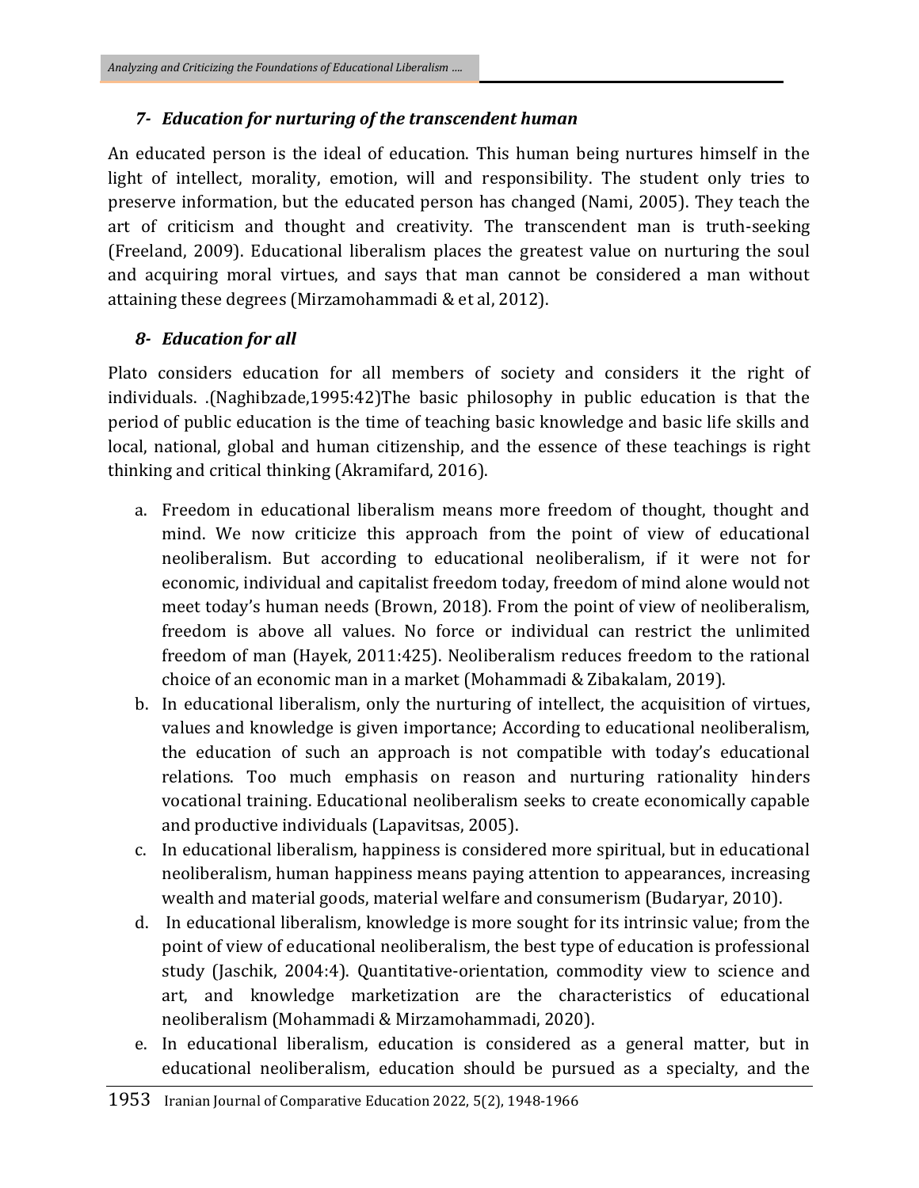### *7- Education for nurturing of the transcendent human*

An educated person is the ideal of education. This human being nurtures himself in the light of intellect, morality, emotion, will and responsibility. The student only tries to preserve information, but the educated person has changed (Nami, 2005). They teach the art of criticism and thought and creativity. The transcendent man is truth-seeking (Freeland, 2009). Educational liberalism places the greatest value on nurturing the soul and acquiring moral virtues, and says that man cannot be considered a man without attaining these degrees (Mirzamohammadi & et al, 2012).

### *8- Education for all*

Plato considers education for all members of society and considers it the right of individuals. .(Naghibzade,1995:42)The basic philosophy in public education is that the period of public education is the time of teaching basic knowledge and basic life skills and local, national, global and human citizenship, and the essence of these teachings is right thinking and critical thinking (Akramifard, 2016).

a. Freedom in educational liberalism means more freedom of thought, thought and mind. We now criticize this approach from the point of view of educational neoliberalism. But according to educational neoliberalism, if it were not for economic, individual and capitalist freedom today, freedom of mind alone would not meet today's human needs (Brown, 2018). From the point of view of neoliberalism, freedom is above all values. No force or individual can restrict the unlimited freedom of man (Hayek, 2011:425). Neoliberalism reduces freedom to the rational choice of an economic man in a market (Mohammadi & Zibakalam, 2019).
b. In educational liberalism, only the nurturing of intellect, the acquisition of virtues, values and knowledge is given importance; According to educational neoliberalism, the education of such an approach is not compatible with today's educational relations. Too much emphasis on reason and nurturing rationality hinders vocational training. Educational neoliberalism seeks to create economically capable and productive individuals (Lapavitsas, 2005).
c. In educational liberalism, happiness is considered more spiritual, but in educational neoliberalism, human happiness means paying attention to appearances, increasing wealth and material goods, material welfare and consumerism (Budaryar, 2010).
d. In educational liberalism, knowledge is more sought for its intrinsic value; from the point of view of educational neoliberalism, the best type of education is professional study (Jaschik, 2004:4). Quantitative-orientation, commodity view to science and art, and knowledge marketization are the characteristics of educational neoliberalism (Mohammadi & Mirzamohammadi, 2020).
e. In educational liberalism, education is considered as a general matter, but in educational neoliberalism, education should be pursued as a specialty, and the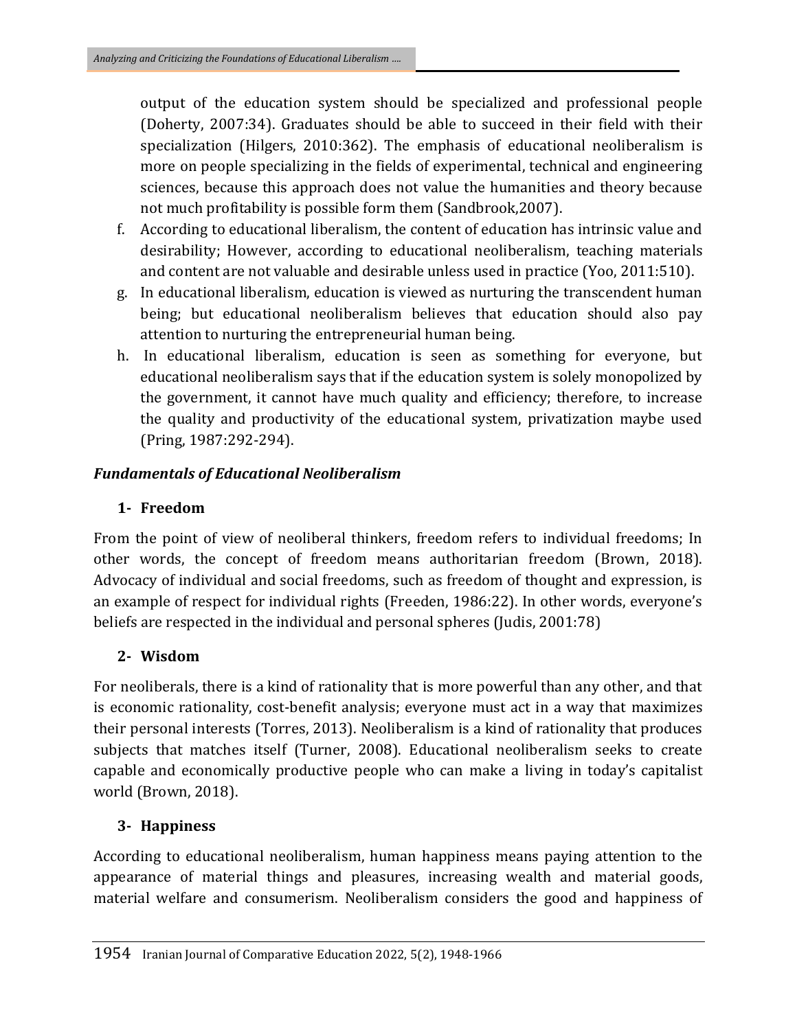output of the education system should be specialized and professional people (Doherty, 2007:34). Graduates should be able to succeed in their field with their specialization (Hilgers, 2010:362). The emphasis of educational neoliberalism is more on people specializing in the fields of experimental, technical and engineering sciences, because this approach does not value the humanities and theory because not much profitability is possible form them (Sandbrook,2007).

f. According to educational liberalism, the content of education has intrinsic value and desirability; However, according to educational neoliberalism, teaching materials and content are not valuable and desirable unless used in practice (Yoo, 2011:510).
g. In educational liberalism, education is viewed as nurturing the transcendent human being; but educational neoliberalism believes that education should also pay attention to nurturing the entrepreneurial human being.
h. In educational liberalism, education is seen as something for everyone, but educational neoliberalism says that if the education system is solely monopolized by the government, it cannot have much quality and efficiency; therefore, to increase the quality and productivity of the educational system, privatization maybe used (Pring, 1987:292-294).

### *Fundamentals of Educational Neoliberalism*

#### 1- Freedom

From the point of view of neoliberal thinkers, freedom refers to individual freedoms; In other words, the concept of freedom means authoritarian freedom (Brown, 2018). Advocacy of individual and social freedoms, such as freedom of thought and expression, is an example of respect for individual rights (Freeden, 1986:22). In other words, everyone's beliefs are respected in the individual and personal spheres (Judis, 2001:78)

#### 2- Wisdom

For neoliberals, there is a kind of rationality that is more powerful than any other, and that is economic rationality, cost-benefit analysis; everyone must act in a way that maximizes their personal interests (Torres, 2013). Neoliberalism is a kind of rationality that produces subjects that matches itself (Turner, 2008). Educational neoliberalism seeks to create capable and economically productive people who can make a living in today's capitalist world (Brown, 2018).

#### 3- Happiness

According to educational neoliberalism, human happiness means paying attention to the appearance of material things and pleasures, increasing wealth and material goods, material welfare and consumerism. Neoliberalism considers the good and happiness of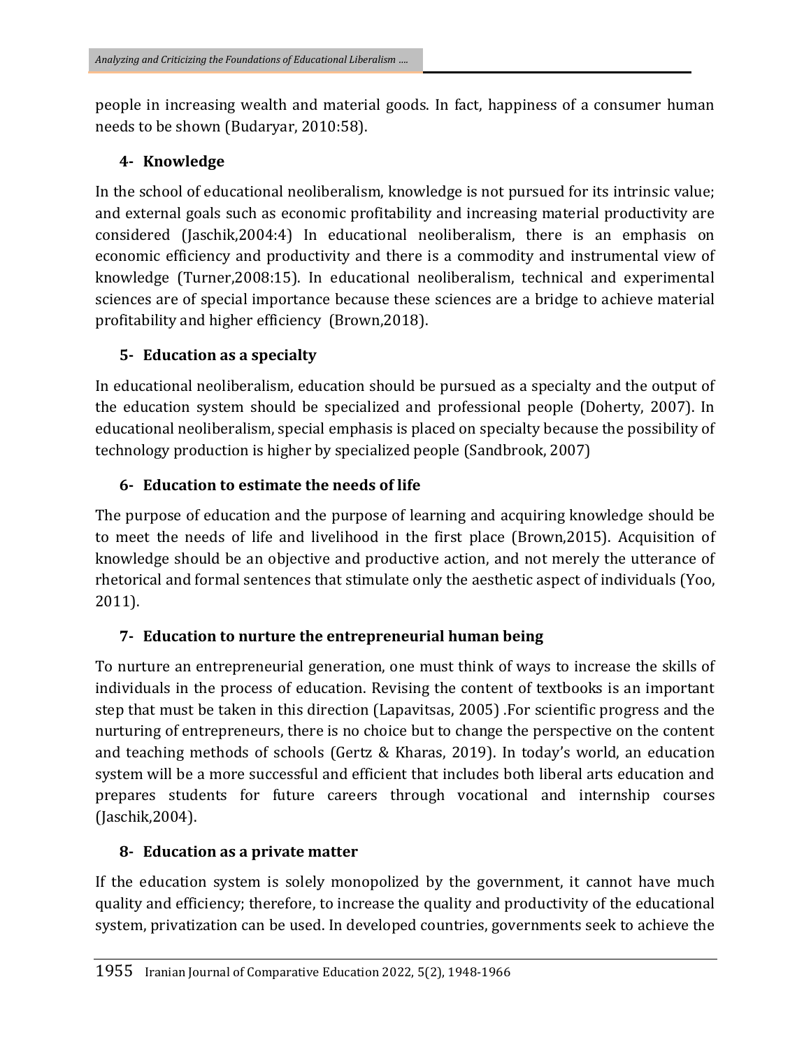people in increasing wealth and material goods. In fact, happiness of a consumer human needs to be shown (Budaryar, 2010:58).

## 4- Knowledge

In the school of educational neoliberalism, knowledge is not pursued for its intrinsic value; and external goals such as economic profitability and increasing material productivity are considered (Jaschik,2004:4) In educational neoliberalism, there is an emphasis on economic efficiency and productivity and there is a commodity and instrumental view of knowledge (Turner,2008:15). In educational neoliberalism, technical and experimental sciences are of special importance because these sciences are a bridge to achieve material profitability and higher efficiency (Brown,2018).

## 5- Education as a specialty

In educational neoliberalism, education should be pursued as a specialty and the output of the education system should be specialized and professional people (Doherty, 2007). In educational neoliberalism, special emphasis is placed on specialty because the possibility of technology production is higher by specialized people (Sandbrook, 2007)

## 6- Education to estimate the needs of life

The purpose of education and the purpose of learning and acquiring knowledge should be to meet the needs of life and livelihood in the first place (Brown,2015). Acquisition of knowledge should be an objective and productive action, and not merely the utterance of rhetorical and formal sentences that stimulate only the aesthetic aspect of individuals (Yoo, 2011).

## 7- Education to nurture the entrepreneurial human being

To nurture an entrepreneurial generation, one must think of ways to increase the skills of individuals in the process of education. Revising the content of textbooks is an important step that must be taken in this direction (Lapavitsas, 2005) .For scientific progress and the nurturing of entrepreneurs, there is no choice but to change the perspective on the content and teaching methods of schools (Gertz & Kharas, 2019). In today's world, an education system will be a more successful and efficient that includes both liberal arts education and prepares students for future careers through vocational and internship courses (Jaschik,2004).

## 8- Education as a private matter

If the education system is solely monopolized by the government, it cannot have much quality and efficiency; therefore, to increase the quality and productivity of the educational system, privatization can be used. In developed countries, governments seek to achieve the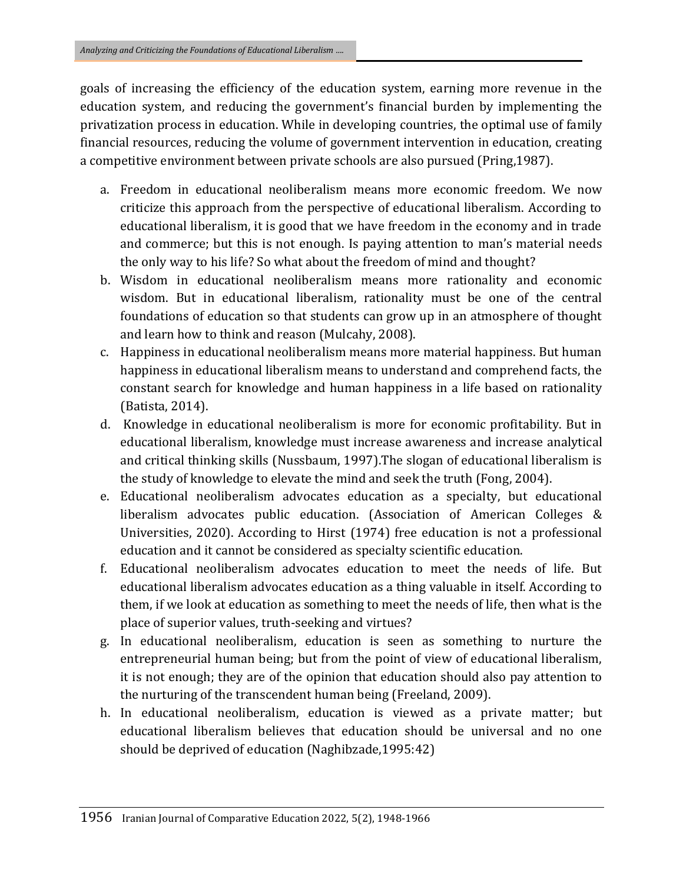goals of increasing the efficiency of the education system, earning more revenue in the education system, and reducing the government's financial burden by implementing the privatization process in education. While in developing countries, the optimal use of family financial resources, reducing the volume of government intervention in education, creating a competitive environment between private schools are also pursued (Pring,1987).

a. Freedom in educational neoliberalism means more economic freedom. We now criticize this approach from the perspective of educational liberalism. According to educational liberalism, it is good that we have freedom in the economy and in trade and commerce; but this is not enough. Is paying attention to man's material needs the only way to his life? So what about the freedom of mind and thought?
b. Wisdom in educational neoliberalism means more rationality and economic wisdom. But in educational liberalism, rationality must be one of the central foundations of education so that students can grow up in an atmosphere of thought and learn how to think and reason (Mulcahy, 2008).
c. Happiness in educational neoliberalism means more material happiness. But human happiness in educational liberalism means to understand and comprehend facts, the constant search for knowledge and human happiness in a life based on rationality (Batista, 2014).
d. Knowledge in educational neoliberalism is more for economic profitability. But in educational liberalism, knowledge must increase awareness and increase analytical and critical thinking skills (Nussbaum, 1997).The slogan of educational liberalism is the study of knowledge to elevate the mind and seek the truth (Fong, 2004).
e. Educational neoliberalism advocates education as a specialty, but educational liberalism advocates public education. (Association of American Colleges & Universities, 2020). According to Hirst (1974) free education is not a professional education and it cannot be considered as specialty scientific education.
f. Educational neoliberalism advocates education to meet the needs of life. But educational liberalism advocates education as a thing valuable in itself. According to them, if we look at education as something to meet the needs of life, then what is the place of superior values, truth-seeking and virtues?
g. In educational neoliberalism, education is seen as something to nurture the entrepreneurial human being; but from the point of view of educational liberalism, it is not enough; they are of the opinion that education should also pay attention to the nurturing of the transcendent human being (Freeland, 2009).
h. In educational neoliberalism, education is viewed as a private matter; but educational liberalism believes that education should be universal and no one should be deprived of education (Naghibzade,1995:42)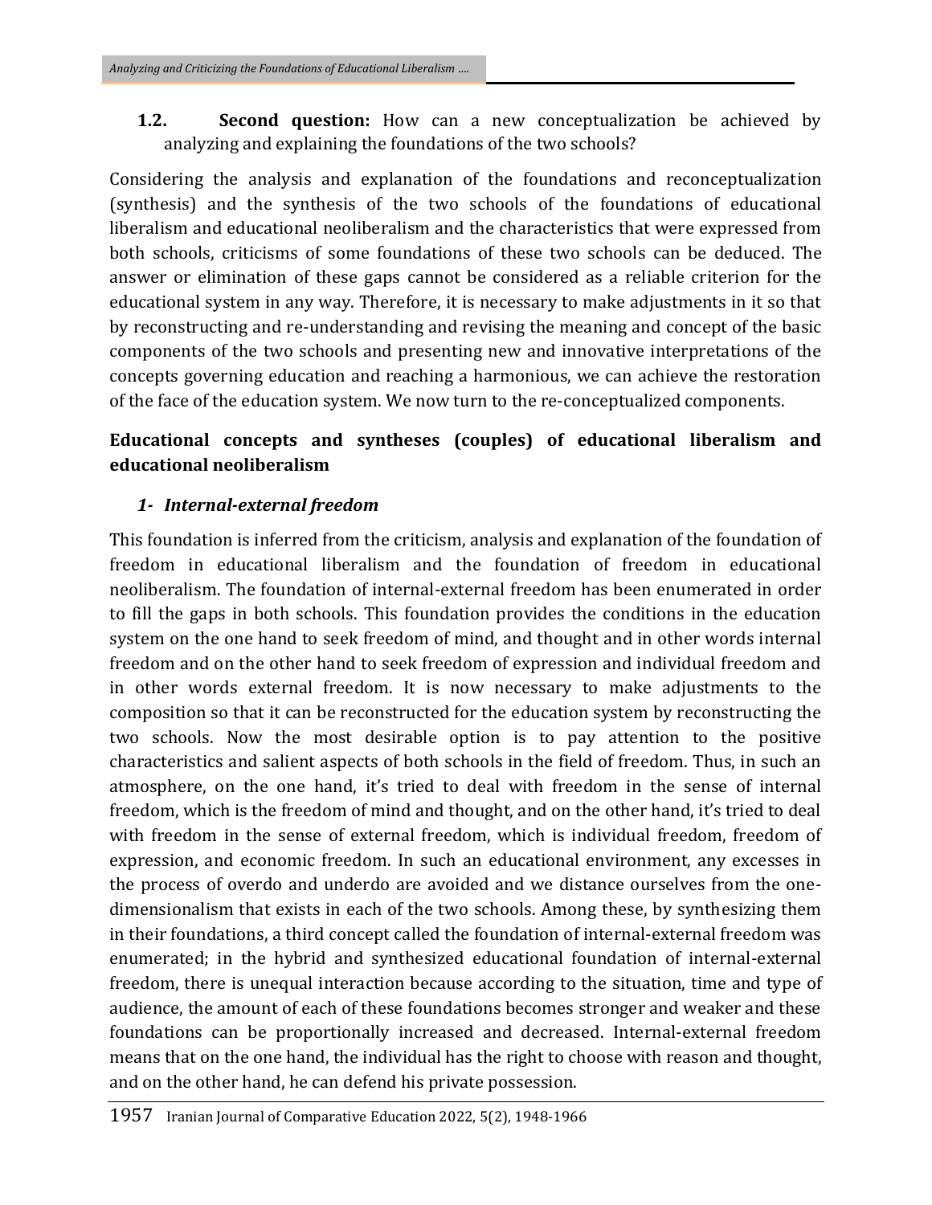**1.2. Second question:** How can a new conceptualization be achieved by analyzing and explaining the foundations of the two schools?

Considering the analysis and explanation of the foundations and reconceptualization (synthesis) and the synthesis of the two schools of the foundations of educational liberalism and educational neoliberalism and the characteristics that were expressed from both schools, criticisms of some foundations of these two schools can be deduced. The answer or elimination of these gaps cannot be considered as a reliable criterion for the educational system in any way. Therefore, it is necessary to make adjustments in it so that by reconstructing and re-understanding and revising the meaning and concept of the basic components of the two schools and presenting new and innovative interpretations of the concepts governing education and reaching a harmonious, we can achieve the restoration of the face of the education system. We now turn to the re-conceptualized components.

### Educational concepts and syntheses (couples) of educational liberalism and educational neoliberalism

#### *1- Internal-external freedom*

This foundation is inferred from the criticism, analysis and explanation of the foundation of freedom in educational liberalism and the foundation of freedom in educational neoliberalism. The foundation of internal-external freedom has been enumerated in order to fill the gaps in both schools. This foundation provides the conditions in the education system on the one hand to seek freedom of mind, and thought and in other words internal freedom and on the other hand to seek freedom of expression and individual freedom and in other words external freedom. It is now necessary to make adjustments to the composition so that it can be reconstructed for the education system by reconstructing the two schools. Now the most desirable option is to pay attention to the positive characteristics and salient aspects of both schools in the field of freedom. Thus, in such an atmosphere, on the one hand, it's tried to deal with freedom in the sense of internal freedom, which is the freedom of mind and thought, and on the other hand, it's tried to deal with freedom in the sense of external freedom, which is individual freedom, freedom of expression, and economic freedom. In such an educational environment, any excesses in the process of overdo and underdo are avoided and we distance ourselves from the one-dimensionalism that exists in each of the two schools. Among these, by synthesizing them in their foundations, a third concept called the foundation of internal-external freedom was enumerated; in the hybrid and synthesized educational foundation of internal-external freedom, there is unequal interaction because according to the situation, time and type of audience, the amount of each of these foundations becomes stronger and weaker and these foundations can be proportionally increased and decreased. Internal-external freedom means that on the one hand, the individual has the right to choose with reason and thought, and on the other hand, he can defend his private possession.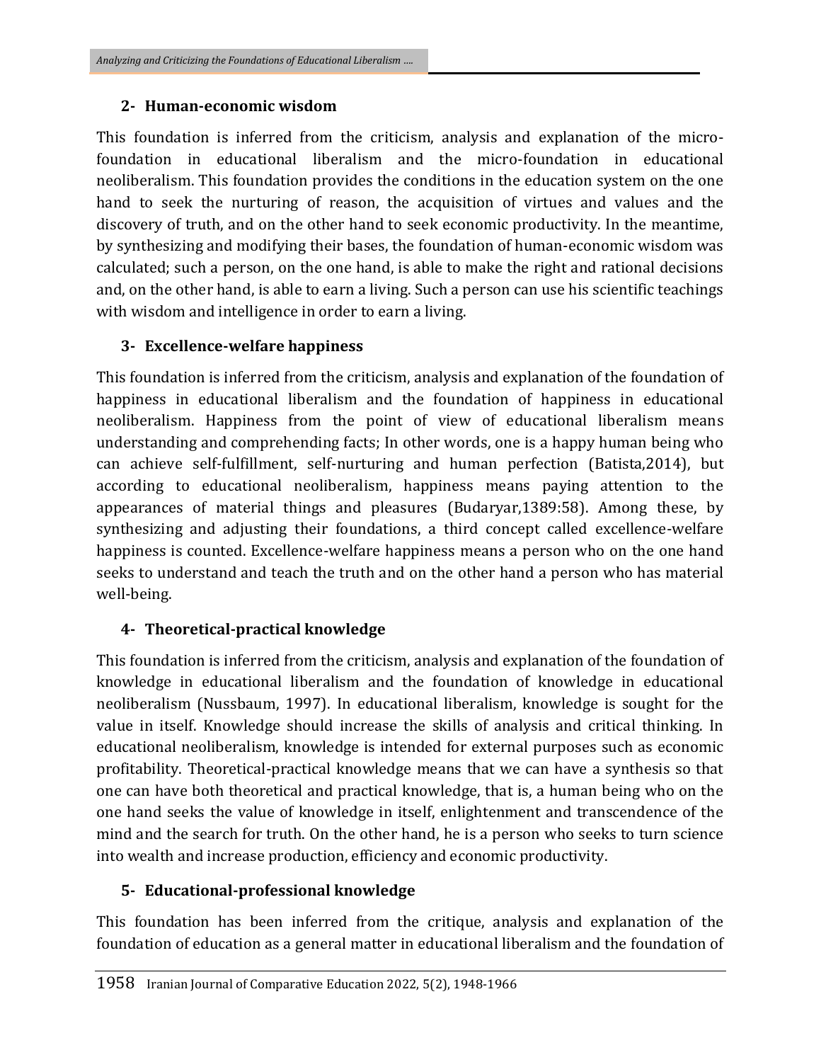### 2- Human-economic wisdom

This foundation is inferred from the criticism, analysis and explanation of the micro-foundation in educational liberalism and the micro-foundation in educational neoliberalism. This foundation provides the conditions in the education system on the one hand to seek the nurturing of reason, the acquisition of virtues and values and the discovery of truth, and on the other hand to seek economic productivity. In the meantime, by synthesizing and modifying their bases, the foundation of human-economic wisdom was calculated; such a person, on the one hand, is able to make the right and rational decisions and, on the other hand, is able to earn a living. Such a person can use his scientific teachings with wisdom and intelligence in order to earn a living.

### 3- Excellence-welfare happiness

This foundation is inferred from the criticism, analysis and explanation of the foundation of happiness in educational liberalism and the foundation of happiness in educational neoliberalism. Happiness from the point of view of educational liberalism means understanding and comprehending facts; In other words, one is a happy human being who can achieve self-fulfillment, self-nurturing and human perfection (Batista,2014), but according to educational neoliberalism, happiness means paying attention to the appearances of material things and pleasures (Budaryar,1389:58). Among these, by synthesizing and adjusting their foundations, a third concept called excellence-welfare happiness is counted. Excellence-welfare happiness means a person who on the one hand seeks to understand and teach the truth and on the other hand a person who has material well-being.

### 4- Theoretical-practical knowledge

This foundation is inferred from the criticism, analysis and explanation of the foundation of knowledge in educational liberalism and the foundation of knowledge in educational neoliberalism (Nussbaum, 1997). In educational liberalism, knowledge is sought for the value in itself. Knowledge should increase the skills of analysis and critical thinking. In educational neoliberalism, knowledge is intended for external purposes such as economic profitability. Theoretical-practical knowledge means that we can have a synthesis so that one can have both theoretical and practical knowledge, that is, a human being who on the one hand seeks the value of knowledge in itself, enlightenment and transcendence of the mind and the search for truth. On the other hand, he is a person who seeks to turn science into wealth and increase production, efficiency and economic productivity.

### 5- Educational-professional knowledge

This foundation has been inferred from the critique, analysis and explanation of the foundation of education as a general matter in educational liberalism and the foundation of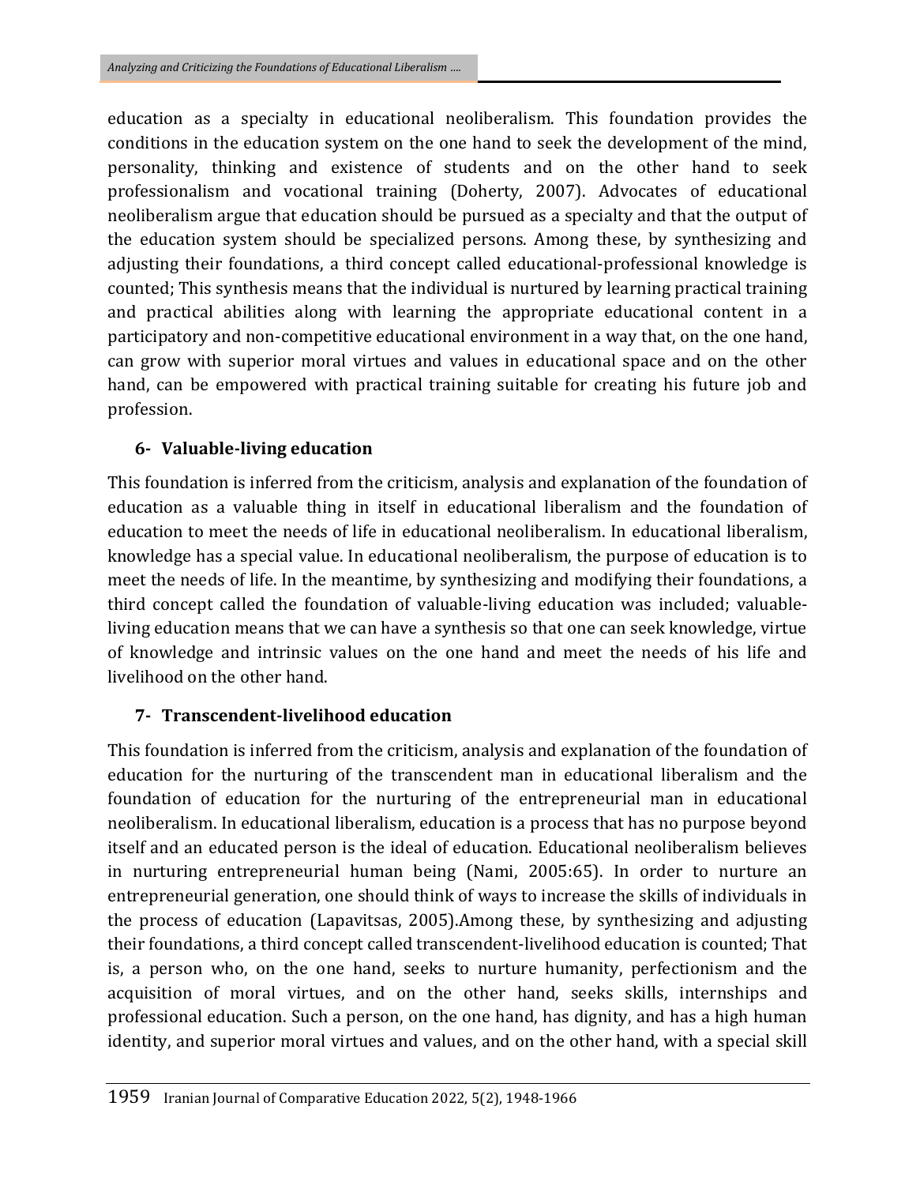education as a specialty in educational neoliberalism. This foundation provides the conditions in the education system on the one hand to seek the development of the mind, personality, thinking and existence of students and on the other hand to seek professionalism and vocational training (Doherty, 2007). Advocates of educational neoliberalism argue that education should be pursued as a specialty and that the output of the education system should be specialized persons. Among these, by synthesizing and adjusting their foundations, a third concept called educational-professional knowledge is counted; This synthesis means that the individual is nurtured by learning practical training and practical abilities along with learning the appropriate educational content in a participatory and non-competitive educational environment in a way that, on the one hand, can grow with superior moral virtues and values in educational space and on the other hand, can be empowered with practical training suitable for creating his future job and profession.

### 6- Valuable-living education

This foundation is inferred from the criticism, analysis and explanation of the foundation of education as a valuable thing in itself in educational liberalism and the foundation of education to meet the needs of life in educational neoliberalism. In educational liberalism, knowledge has a special value. In educational neoliberalism, the purpose of education is to meet the needs of life. In the meantime, by synthesizing and modifying their foundations, a third concept called the foundation of valuable-living education was included; valuable-living education means that we can have a synthesis so that one can seek knowledge, virtue of knowledge and intrinsic values on the one hand and meet the needs of his life and livelihood on the other hand.

### 7- Transcendent-livelihood education

This foundation is inferred from the criticism, analysis and explanation of the foundation of education for the nurturing of the transcendent man in educational liberalism and the foundation of education for the nurturing of the entrepreneurial man in educational neoliberalism. In educational liberalism, education is a process that has no purpose beyond itself and an educated person is the ideal of education. Educational neoliberalism believes in nurturing entrepreneurial human being (Nami, 2005:65). In order to nurture an entrepreneurial generation, one should think of ways to increase the skills of individuals in the process of education (Lapavitsas, 2005).Among these, by synthesizing and adjusting their foundations, a third concept called transcendent-livelihood education is counted; That is, a person who, on the one hand, seeks to nurture humanity, perfectionism and the acquisition of moral virtues, and on the other hand, seeks skills, internships and professional education. Such a person, on the one hand, has dignity, and has a high human identity, and superior moral virtues and values, and on the other hand, with a special skill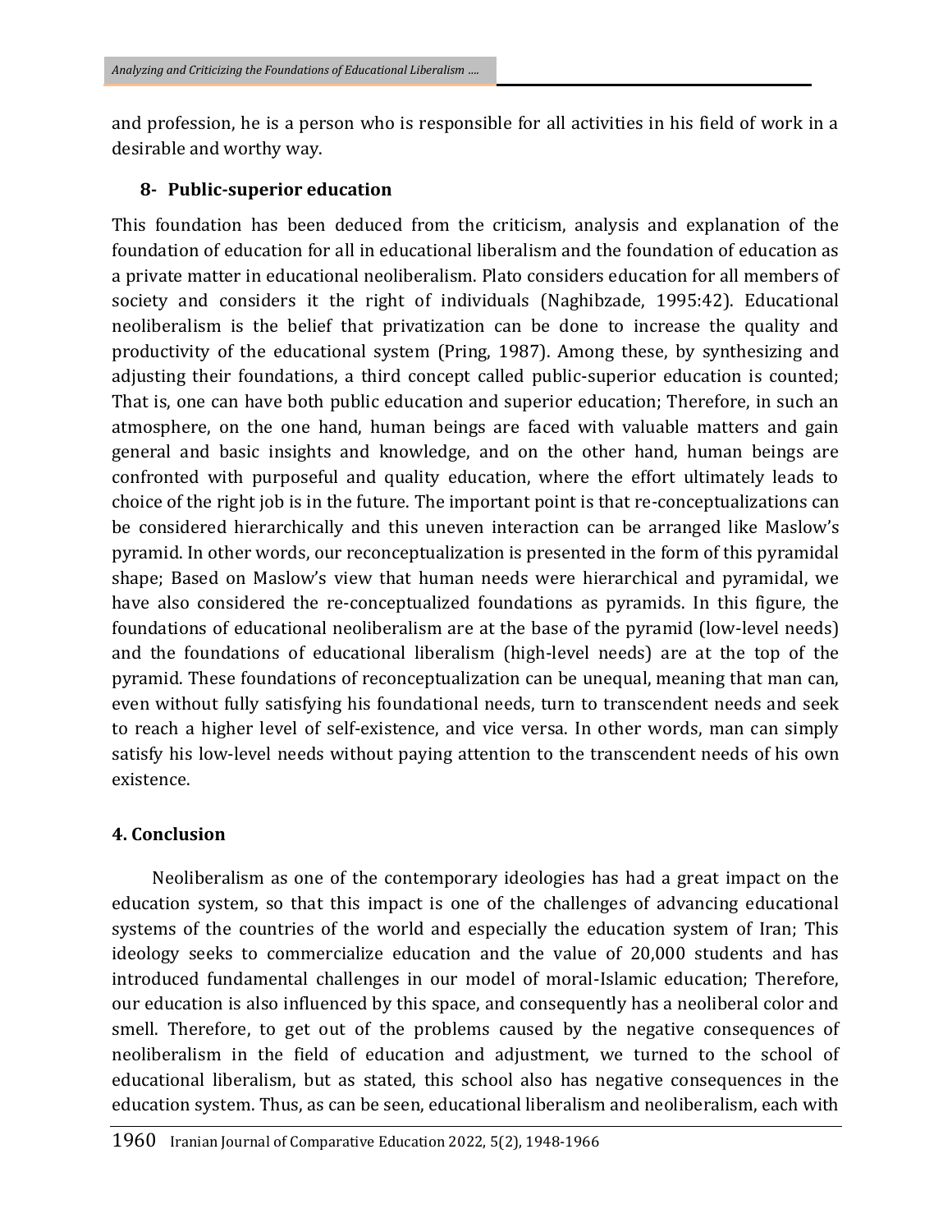and profession, he is a person who is responsible for all activities in his field of work in a desirable and worthy way.

### 8- Public-superior education

This foundation has been deduced from the criticism, analysis and explanation of the foundation of education for all in educational liberalism and the foundation of education as a private matter in educational neoliberalism. Plato considers education for all members of society and considers it the right of individuals (Naghibzade, 1995:42). Educational neoliberalism is the belief that privatization can be done to increase the quality and productivity of the educational system (Pring, 1987). Among these, by synthesizing and adjusting their foundations, a third concept called public-superior education is counted; That is, one can have both public education and superior education; Therefore, in such an atmosphere, on the one hand, human beings are faced with valuable matters and gain general and basic insights and knowledge, and on the other hand, human beings are confronted with purposeful and quality education, where the effort ultimately leads to choice of the right job is in the future. The important point is that re-conceptualizations can be considered hierarchically and this uneven interaction can be arranged like Maslow's pyramid. In other words, our reconceptualization is presented in the form of this pyramidal shape; Based on Maslow's view that human needs were hierarchical and pyramidal, we have also considered the re-conceptualized foundations as pyramids. In this figure, the foundations of educational neoliberalism are at the base of the pyramid (low-level needs) and the foundations of educational liberalism (high-level needs) are at the top of the pyramid. These foundations of reconceptualization can be unequal, meaning that man can, even without fully satisfying his foundational needs, turn to transcendent needs and seek to reach a higher level of self-existence, and vice versa. In other words, man can simply satisfy his low-level needs without paying attention to the transcendent needs of his own existence.

## 4. Conclusion

Neoliberalism as one of the contemporary ideologies has had a great impact on the education system, so that this impact is one of the challenges of advancing educational systems of the countries of the world and especially the education system of Iran; This ideology seeks to commercialize education and the value of 20,000 students and has introduced fundamental challenges in our model of moral-Islamic education; Therefore, our education is also influenced by this space, and consequently has a neoliberal color and smell. Therefore, to get out of the problems caused by the negative consequences of neoliberalism in the field of education and adjustment, we turned to the school of educational liberalism, but as stated, this school also has negative consequences in the education system. Thus, as can be seen, educational liberalism and neoliberalism, each with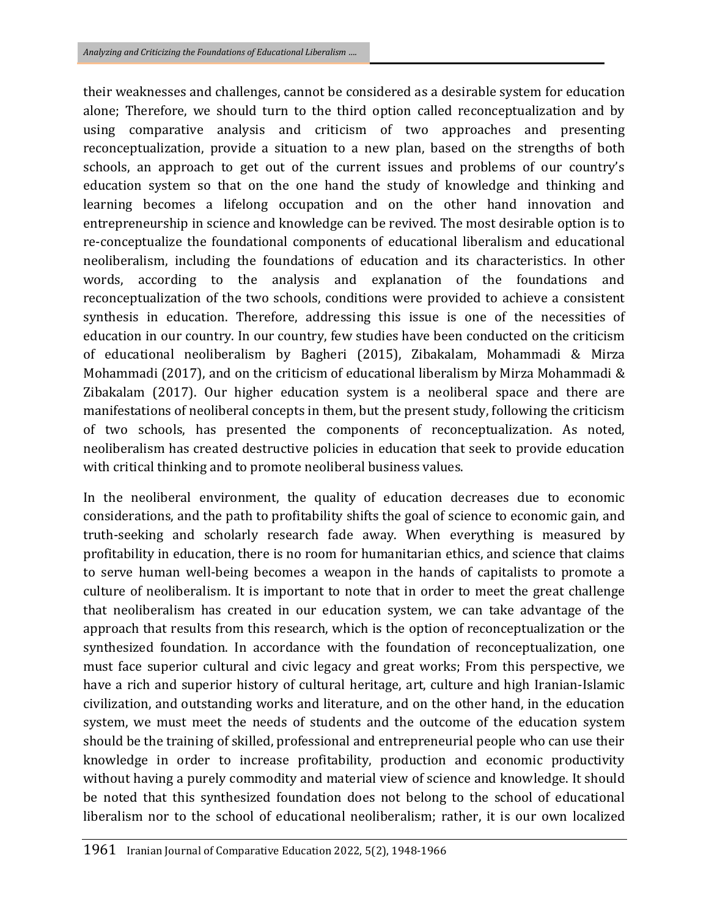their weaknesses and challenges, cannot be considered as a desirable system for education alone; Therefore, we should turn to the third option called reconceptualization and by using comparative analysis and criticism of two approaches and presenting reconceptualization, provide a situation to a new plan, based on the strengths of both schools, an approach to get out of the current issues and problems of our country's education system so that on the one hand the study of knowledge and thinking and learning becomes a lifelong occupation and on the other hand innovation and entrepreneurship in science and knowledge can be revived. The most desirable option is to re-conceptualize the foundational components of educational liberalism and educational neoliberalism, including the foundations of education and its characteristics. In other words, according to the analysis and explanation of the foundations and reconceptualization of the two schools, conditions were provided to achieve a consistent synthesis in education. Therefore, addressing this issue is one of the necessities of education in our country. In our country, few studies have been conducted on the criticism of educational neoliberalism by Bagheri (2015), Zibakalam, Mohammadi & Mirza Mohammadi (2017), and on the criticism of educational liberalism by Mirza Mohammadi & Zibakalam (2017). Our higher education system is a neoliberal space and there are manifestations of neoliberal concepts in them, but the present study, following the criticism of two schools, has presented the components of reconceptualization. As noted, neoliberalism has created destructive policies in education that seek to provide education with critical thinking and to promote neoliberal business values.

In the neoliberal environment, the quality of education decreases due to economic considerations, and the path to profitability shifts the goal of science to economic gain, and truth-seeking and scholarly research fade away. When everything is measured by profitability in education, there is no room for humanitarian ethics, and science that claims to serve human well-being becomes a weapon in the hands of capitalists to promote a culture of neoliberalism. It is important to note that in order to meet the great challenge that neoliberalism has created in our education system, we can take advantage of the approach that results from this research, which is the option of reconceptualization or the synthesized foundation. In accordance with the foundation of reconceptualization, one must face superior cultural and civic legacy and great works; From this perspective, we have a rich and superior history of cultural heritage, art, culture and high Iranian-Islamic civilization, and outstanding works and literature, and on the other hand, in the education system, we must meet the needs of students and the outcome of the education system should be the training of skilled, professional and entrepreneurial people who can use their knowledge in order to increase profitability, production and economic productivity without having a purely commodity and material view of science and knowledge. It should be noted that this synthesized foundation does not belong to the school of educational liberalism nor to the school of educational neoliberalism; rather, it is our own localized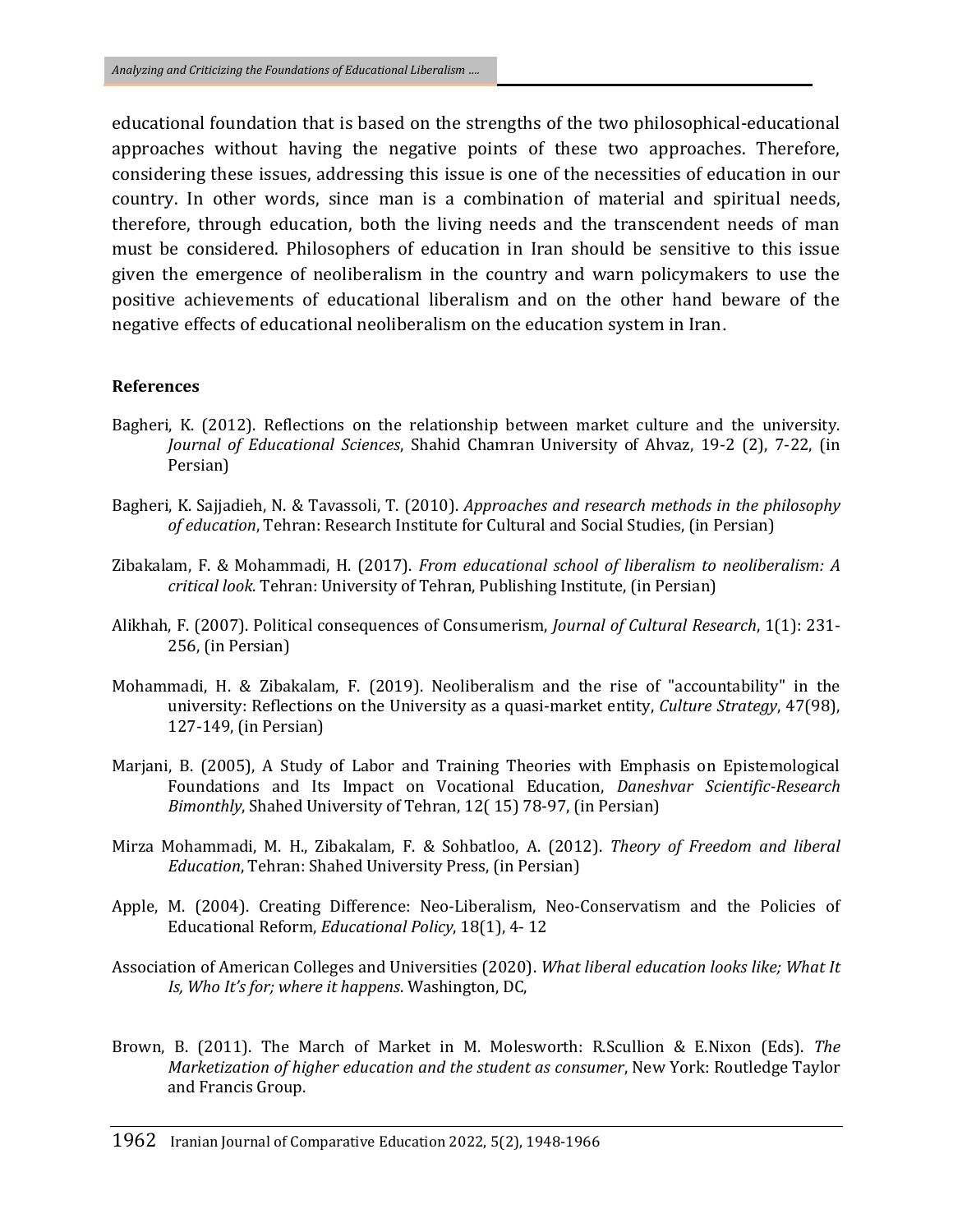educational foundation that is based on the strengths of the two philosophical-educational approaches without having the negative points of these two approaches. Therefore, considering these issues, addressing this issue is one of the necessities of education in our country. In other words, since man is a combination of material and spiritual needs, therefore, through education, both the living needs and the transcendent needs of man must be considered. Philosophers of education in Iran should be sensitive to this issue given the emergence of neoliberalism in the country and warn policymakers to use the positive achievements of educational liberalism and on the other hand beware of the negative effects of educational neoliberalism on the education system in Iran.

**References**

Bagheri, K. (2012). Reflections on the relationship between market culture and the university. *Journal of Educational Sciences*, Shahid Chamran University of Ahvaz, 19-2 (2), 7-22, (in Persian)

Bagheri, K. Sajjadieh, N. & Tavassoli, T. (2010). *Approaches and research methods in the philosophy of education*, Tehran: Research Institute for Cultural and Social Studies, (in Persian)

Zibakalam, F. & Mohammadi, H. (2017). *From educational school of liberalism to neoliberalism: A critical look*. Tehran: University of Tehran, Publishing Institute, (in Persian)

Alikhah, F. (2007). Political consequences of Consumerism, *Journal of Cultural Research*, 1(1): 231-256, (in Persian)

Mohammadi, H. & Zibakalam, F. (2019). Neoliberalism and the rise of "accountability" in the university: Reflections on the University as a quasi-market entity, *Culture Strategy*, 47(98), 127-149, (in Persian)

Marjani, B. (2005), A Study of Labor and Training Theories with Emphasis on Epistemological Foundations and Its Impact on Vocational Education, *Daneshvar Scientific-Research Bimonthly*, Shahed University of Tehran, 12( 15) 78-97, (in Persian)

Mirza Mohammadi, M. H., Zibakalam, F. & Sohbatloo, A. (2012). *Theory of Freedom and liberal Education*, Tehran: Shahed University Press, (in Persian)

Apple, M. (2004). Creating Difference: Neo-Liberalism, Neo-Conservatism and the Policies of Educational Reform, *Educational Policy*, 18(1), 4- 12

Association of American Colleges and Universities (2020). *What liberal education looks like; What It Is, Who It's for; where it happens*. Washington, DC,

Brown, B. (2011). The March of Market in M. Molesworth: R.Scullion & E.Nixon (Eds). *The Marketization of higher education and the student as consumer*, New York: Routledge Taylor and Francis Group.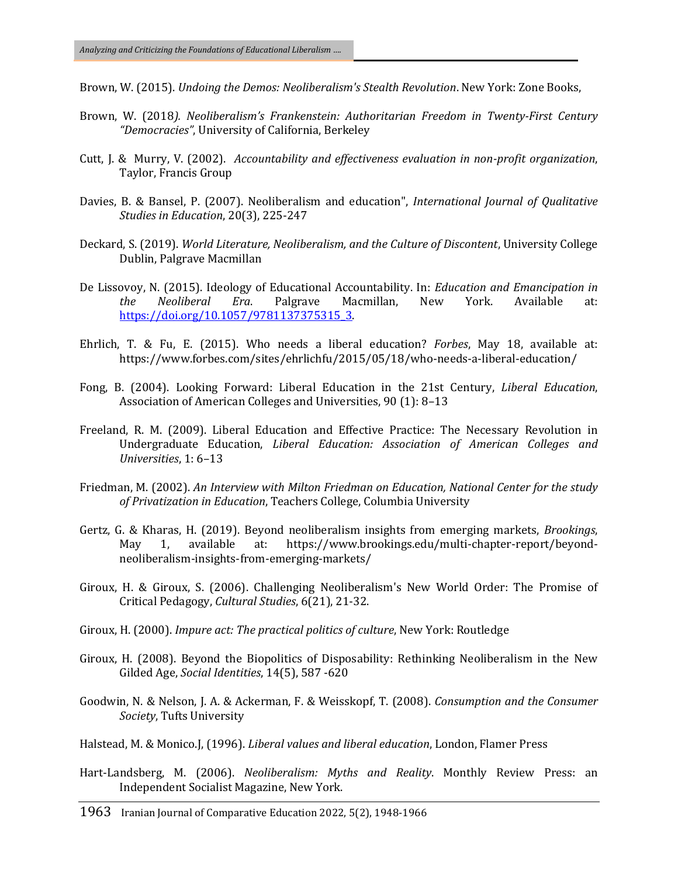Brown, W. (2015). *Undoing the Demos: Neoliberalism's Stealth Revolution*. New York: Zone Books,

Brown, W. (2018*). Neoliberalism's Frankenstein: Authoritarian Freedom in Twenty-First Century "Democracies"*, University of California, Berkeley

Cutt, J. & Murry, V. (2002). *Accountability and effectiveness evaluation in non-profit organization*, Taylor, Francis Group

Davies, B. & Bansel, P. (2007). Neoliberalism and education", *International Journal of Qualitative Studies in Education*, 20(3), 225-247

Deckard, S. (2019). *World Literature, Neoliberalism, and the Culture of Discontent*, University College Dublin, Palgrave Macmillan

De Lissovoy, N. (2015). Ideology of Educational Accountability. In: *Education and Emancipation in the Neoliberal Era*. Palgrave Macmillan, New York. Available at: https://doi.org/10.1057/9781137375315_3.

Ehrlich, T. & Fu, E. (2015). Who needs a liberal education? *Forbes*, May 18, available at: https://www.forbes.com/sites/ehrlichfu/2015/05/18/who-needs-a-liberal-education/

Fong, B. (2004). Looking Forward: Liberal Education in the 21st Century, *Liberal Education*, Association of American Colleges and Universities, 90 (1): 8–13

Freeland, R. M. (2009). Liberal Education and Effective Practice: The Necessary Revolution in Undergraduate Education, *Liberal Education: Association of American Colleges and Universities*, 1: 6–13

Friedman, M. (2002). *An Interview with Milton Friedman on Education, National Center for the study of Privatization in Education*, Teachers College, Columbia University

Gertz, G. & Kharas, H. (2019). Beyond neoliberalism insights from emerging markets, *Brookings*, May 1, available at: https://www.brookings.edu/multi-chapter-report/beyond-neoliberalism-insights-from-emerging-markets/

Giroux, H. & Giroux, S. (2006). Challenging Neoliberalism's New World Order: The Promise of Critical Pedagogy, *Cultural Studies*, 6(21), 21-32.

Giroux, H. (2000). *Impure act: The practical politics of culture*, New York: Routledge

Giroux, H. (2008). Beyond the Biopolitics of Disposability: Rethinking Neoliberalism in the New Gilded Age, *Social Identities*, 14(5), 587 -620

Goodwin, N. & Nelson, J. A. & Ackerman, F. & Weisskopf, T. (2008). *Consumption and the Consumer Society*, Tufts University

Halstead, M. & Monico.J, (1996). *Liberal values and liberal education*, London, Flamer Press

Hart-Landsberg, M. (2006). *Neoliberalism: Myths and Reality*. Monthly Review Press: an Independent Socialist Magazine, New York.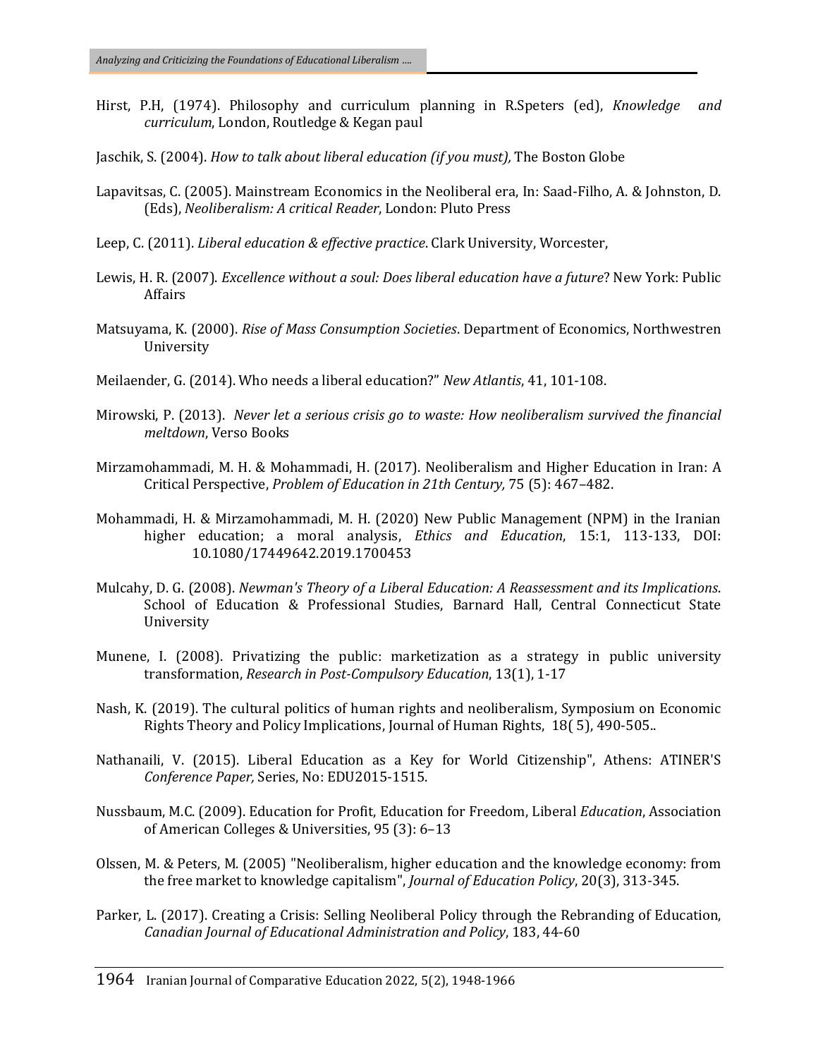Hirst, P.H, (1974). Philosophy and curriculum planning in R.Speters (ed), *Knowledge and curriculum*, London, Routledge & Kegan paul

Jaschik, S. (2004). *How to talk about liberal education (if you must),* The Boston Globe

Lapavitsas, C. (2005). Mainstream Economics in the Neoliberal era, In: Saad-Filho, A. & Johnston, D. (Eds), *Neoliberalism: A critical Reader*, London: Pluto Press

Leep, C. (2011). *Liberal education & effective practice*. Clark University, Worcester,

Lewis, H. R. (2007). *Excellence without a soul: Does liberal education have a future*? New York: Public Affairs

Matsuyama, K. (2000). *Rise of Mass Consumption Societies*. Department of Economics, Northwestren University

Meilaender, G. (2014). Who needs a liberal education?" *New Atlantis*, 41, 101-108.

Mirowski, P. (2013). *Never let a serious crisis go to waste: How neoliberalism survived the financial meltdown*, Verso Books

Mirzamohammadi, M. H. & Mohammadi, H. (2017). Neoliberalism and Higher Education in Iran: A Critical Perspective, *Problem of Education in 21th Century,* 75 (5): 467–482.

Mohammadi, H. & Mirzamohammadi, M. H. (2020) New Public Management (NPM) in the Iranian higher education; a moral analysis, *Ethics and Education*, 15:1, 113-133, DOI: 10.1080/17449642.2019.1700453

Mulcahy, D. G. (2008). *Newman's Theory of a Liberal Education: A Reassessment and its Implications*. School of Education & Professional Studies, Barnard Hall, Central Connecticut State University

Munene, I. (2008). Privatizing the public: marketization as a strategy in public university transformation, *Research in Post-Compulsory Education*, 13(1), 1-17

Nash, K. (2019). The cultural politics of human rights and neoliberalism, Symposium on Economic Rights Theory and Policy Implications, Journal of Human Rights, 18( 5), 490-505..

Nathanaili, V. (2015). Liberal Education as a Key for World Citizenship", Athens: ATINER'S *Conference Paper,* Series, No: EDU2015-1515.

Nussbaum, M.C. (2009). Education for Profit, Education for Freedom, Liberal *Education*, Association of American Colleges & Universities, 95 (3): 6–13

Olssen, M. & Peters, M. (2005) "Neoliberalism, higher education and the knowledge economy: from the free market to knowledge capitalism", *Journal of Education Policy*, 20(3), 313-345.

Parker, L. (2017). Creating a Crisis: Selling Neoliberal Policy through the Rebranding of Education, *Canadian Journal of Educational Administration and Policy*, 183, 44-60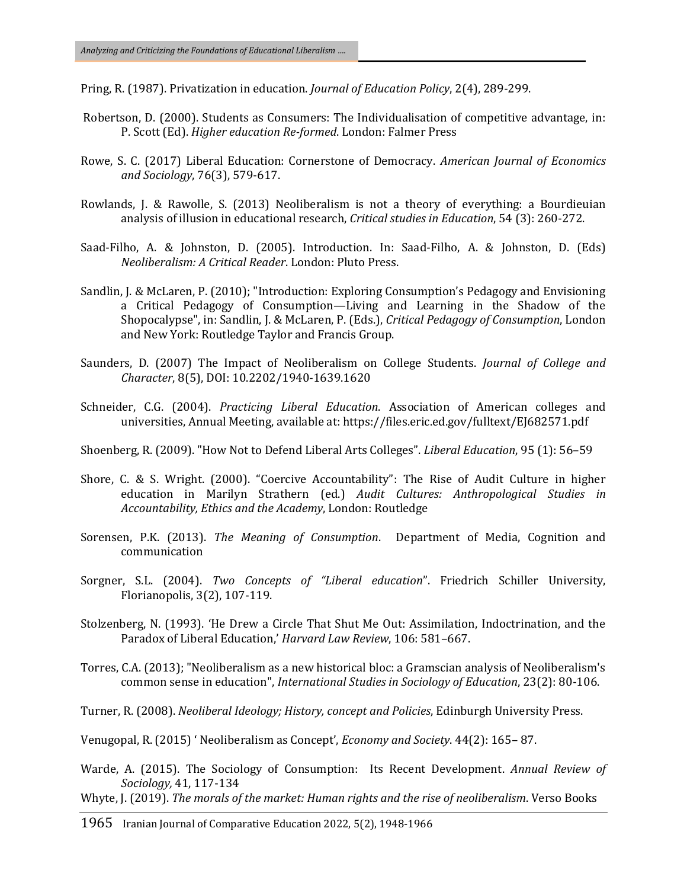Pring, R. (1987). Privatization in education. *Journal of Education Policy*, 2(4), 289-299.

Robertson, D. (2000). Students as Consumers: The Individualisation of competitive advantage, in: P. Scott (Ed). *Higher education Re-formed*. London: Falmer Press

Rowe, S. C. (2017) Liberal Education: Cornerstone of Democracy. *American Journal of Economics and Sociology*, 76(3), 579-617.

Rowlands, J. & Rawolle, S. (2013) Neoliberalism is not a theory of everything: a Bourdieuian analysis of illusion in educational research, *Critical studies in Education*, 54 (3): 260-272.

Saad-Filho, A. & Johnston, D. (2005). Introduction. In: Saad-Filho, A. & Johnston, D. (Eds) *Neoliberalism: A Critical Reader*. London: Pluto Press.

Sandlin, J. & McLaren, P. (2010); "Introduction: Exploring Consumption's Pedagogy and Envisioning a Critical Pedagogy of Consumption—Living and Learning in the Shadow of the Shopocalypse", in: Sandlin, J. & McLaren, P. (Eds.), *Critical Pedagogy of Consumption*, London and New York: Routledge Taylor and Francis Group.

Saunders, D. (2007) The Impact of Neoliberalism on College Students. *Journal of College and Character*, 8(5), DOI: 10.2202/1940-1639.1620

Schneider, C.G. (2004). *Practicing Liberal Education*. Association of American colleges and universities, Annual Meeting, available at: https://files.eric.ed.gov/fulltext/EJ682571.pdf

Shoenberg, R. (2009). "How Not to Defend Liberal Arts Colleges". *Liberal Education*, 95 (1): 56–59

Shore, C. & S. Wright. (2000). "Coercive Accountability": The Rise of Audit Culture in higher education in Marilyn Strathern (ed.) *Audit Cultures: Anthropological Studies in Accountability, Ethics and the Academy*, London: Routledge

Sorensen, P.K. (2013). *The Meaning of Consumption*. Department of Media, Cognition and communication

Sorgner, S.L. (2004). *Two Concepts of "Liberal education*". Friedrich Schiller University, Florianopolis, 3(2), 107-119.

Stolzenberg, N. (1993). 'He Drew a Circle That Shut Me Out: Assimilation, Indoctrination, and the Paradox of Liberal Education,' *Harvard Law Review*, 106: 581–667.

Torres, C.A. (2013); "Neoliberalism as a new historical bloc: a Gramscian analysis of Neoliberalism's common sense in education", *International Studies in Sociology of Education*, 23(2): 80-106.

Turner, R. (2008). *Neoliberal Ideology; History, concept and Policies*, Edinburgh University Press.

Venugopal, R. (2015) ' Neoliberalism as Concept', *Economy and Society*. 44(2): 165– 87.

Warde, A. (2015). The Sociology of Consumption: Its Recent Development. *Annual Review of Sociology,* 41, 117-134

Whyte, J. (2019). *The morals of the market: Human rights and the rise of neoliberalism*. Verso Books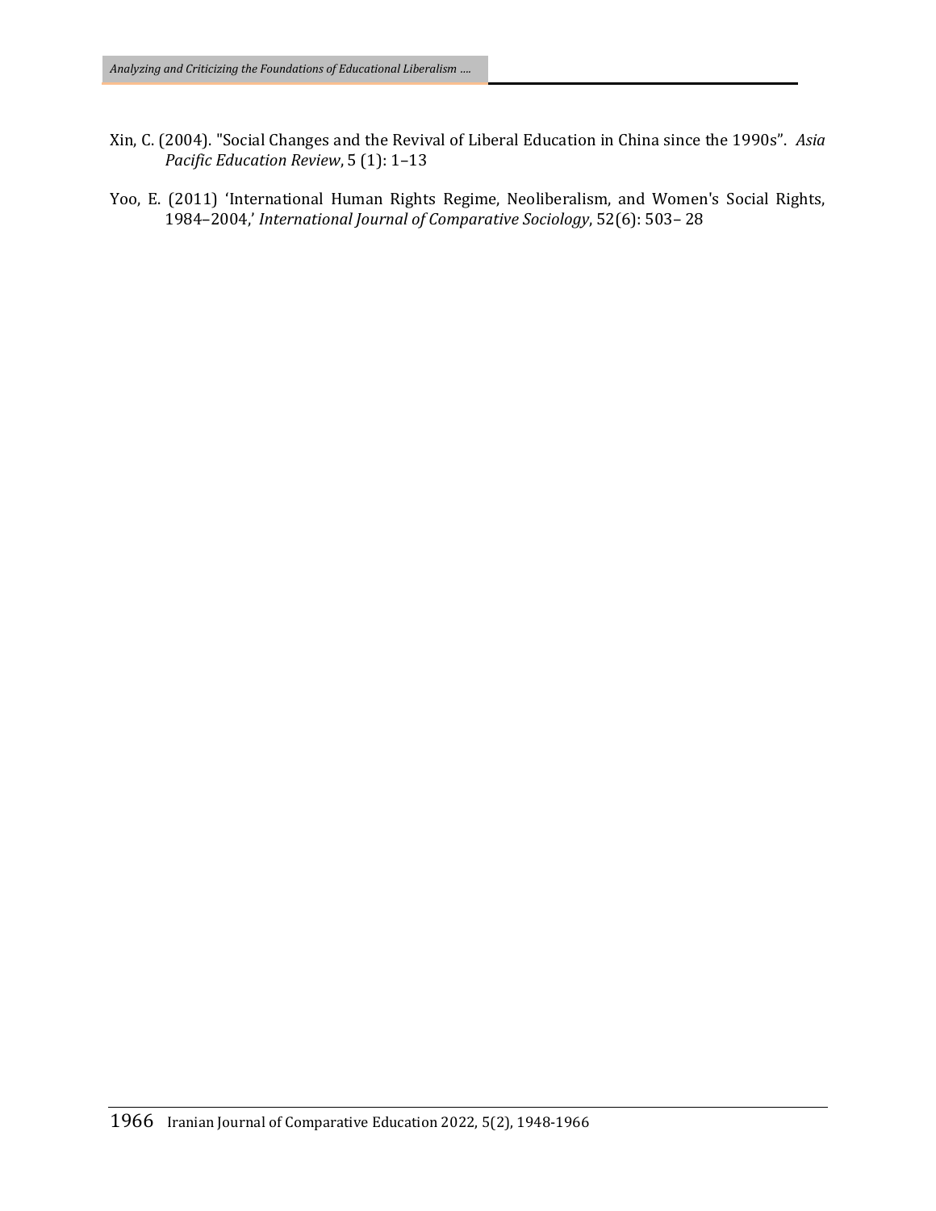Xin, C. (2004). "Social Changes and the Revival of Liberal Education in China since the 1990s". *Asia Pacific Education Review*, 5 (1): 1–13

Yoo, E. (2011) 'International Human Rights Regime, Neoliberalism, and Women's Social Rights, 1984–2004,' *International Journal of Comparative Sociology*, 52(6): 503– 28